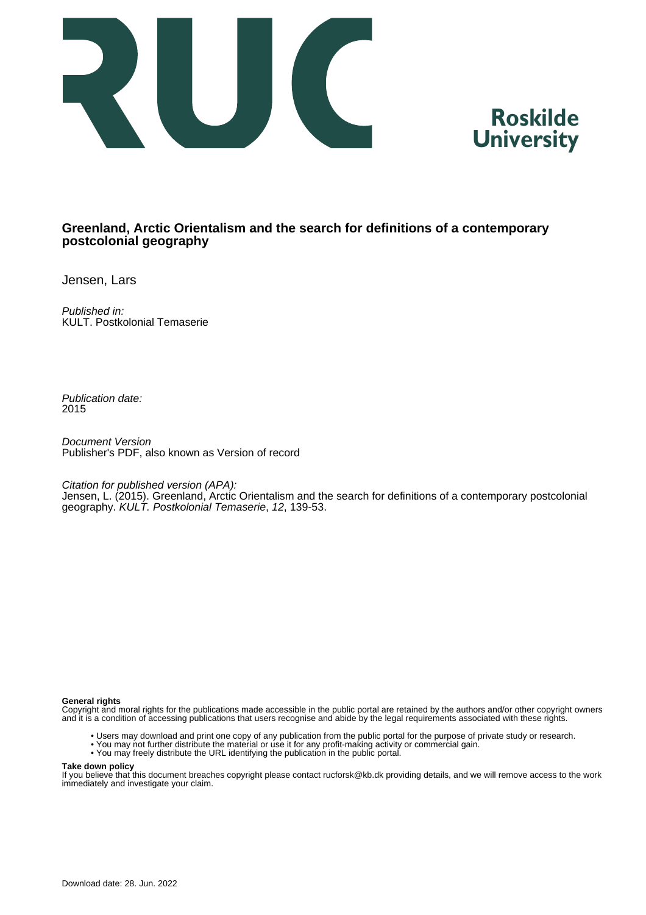# Greenland, Arctic Orientalism and the search for definitions of a contemporary postcolonial geography

Jensen, Lars

*Published in:*
KULT. Postkolonial Temaserie

*Publication date:*
2015

*Document Version*
Publisher's PDF, also known as Version of record

*Citation for published version (APA):*
Jensen, L. (2015). Greenland, Arctic Orientalism and the search for definitions of a contemporary postcolonial geography. *KULT. Postkolonial Temaserie*, *12*, 139-53.

**General rights**
Copyright and moral rights for the publications made accessible in the public portal are retained by the authors and/or other copyright owners and it is a condition of accessing publications that users recognise and abide by the legal requirements associated with these rights.

- Users may download and print one copy of any publication from the public portal for the purpose of private study or research.
- You may not further distribute the material or use it for any profit-making activity or commercial gain.
- You may freely distribute the URL identifying the publication in the public portal.

**Take down policy**
If you believe that this document breaches copyright please contact rucforsk@kb.dk providing details, and we will remove access to the work immediately and investigate your claim.

Download date: 28. Jun. 2022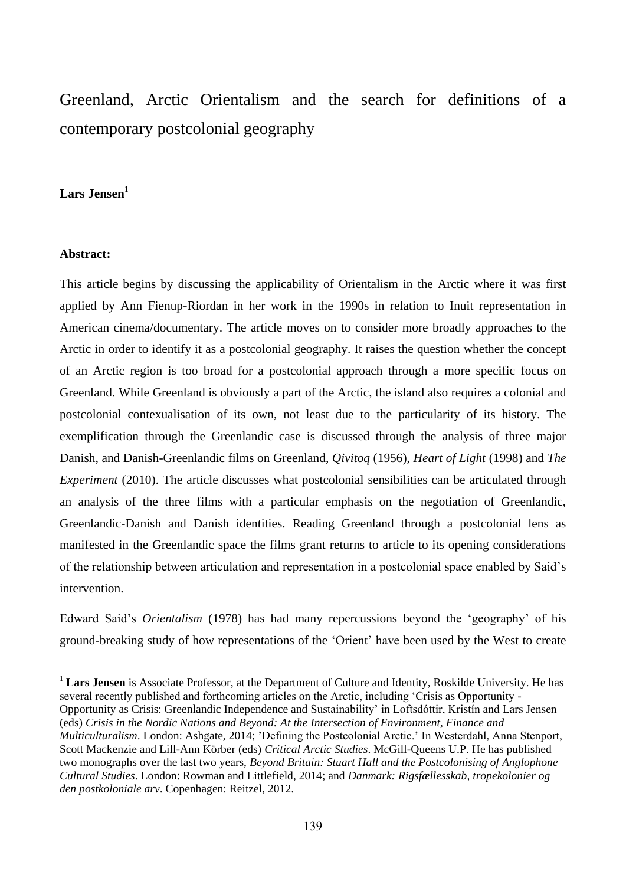# Greenland, Arctic Orientalism and the search for definitions of a contemporary postcolonial geography

**Lars Jensen**[1]

**Abstract:**

This article begins by discussing the applicability of Orientalism in the Arctic where it was first applied by Ann Fienup-Riordan in her work in the 1990s in relation to Inuit representation in American cinema/documentary. The article moves on to consider more broadly approaches to the Arctic in order to identify it as a postcolonial geography. It raises the question whether the concept of an Arctic region is too broad for a postcolonial approach through a more specific focus on Greenland. While Greenland is obviously a part of the Arctic, the island also requires a colonial and postcolonial contexualisation of its own, not least due to the particularity of its history. The exemplification through the Greenlandic case is discussed through the analysis of three major Danish, and Danish-Greenlandic films on Greenland, *Qivitoq* (1956), *Heart of Light* (1998) and *The Experiment* (2010). The article discusses what postcolonial sensibilities can be articulated through an analysis of the three films with a particular emphasis on the negotiation of Greenlandic, Greenlandic-Danish and Danish identities. Reading Greenland through a postcolonial lens as manifested in the Greenlandic space the films grant returns to article to its opening considerations of the relationship between articulation and representation in a postcolonial space enabled by Said's intervention.

Edward Said's *Orientalism* (1978) has had many repercussions beyond the 'geography' of his ground-breaking study of how representations of the 'Orient' have been used by the West to create

---

[1] **Lars Jensen** is Associate Professor, at the Department of Culture and Identity, Roskilde University. He has several recently published and forthcoming articles on the Arctic, including 'Crisis as Opportunity - Opportunity as Crisis: Greenlandic Independence and Sustainability' in Loftsdóttir, Kristín and Lars Jensen (eds) *Crisis in the Nordic Nations and Beyond: At the Intersection of Environment, Finance and Multiculturalism*. London: Ashgate, 2014; 'Defining the Postcolonial Arctic.' In Westerdahl, Anna Stenport, Scott Mackenzie and Lill-Ann Körber (eds) *Critical Arctic Studies*. McGill-Queens U.P. He has published two monographs over the last two years, *Beyond Britain: Stuart Hall and the Postcolonising of Anglophone Cultural Studies*. London: Rowman and Littlefield, 2014; and *Danmark: Rigsfællesskab, tropekolonier og den postkoloniale arv*. Copenhagen: Reitzel, 2012.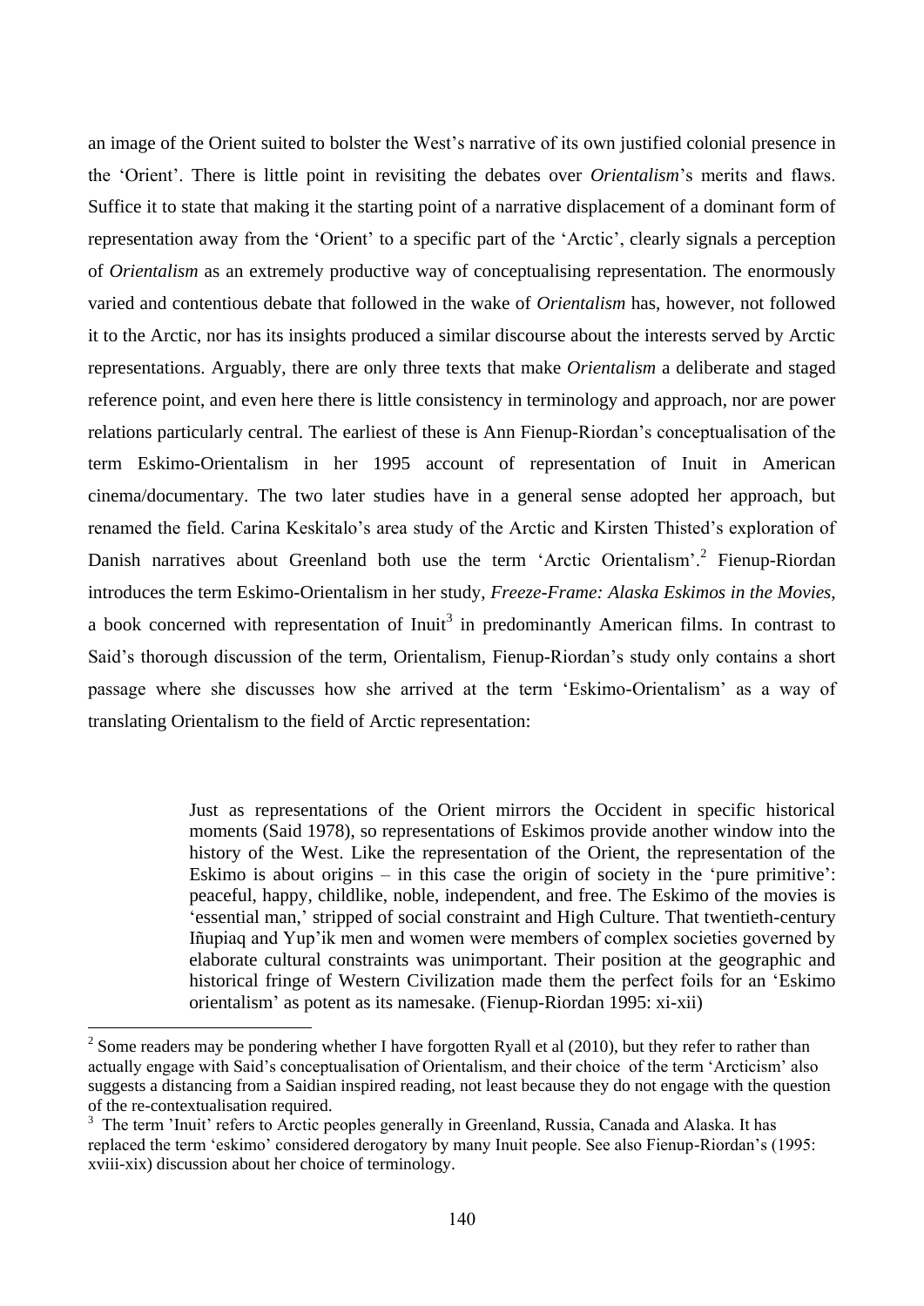an image of the Orient suited to bolster the West's narrative of its own justified colonial presence in the 'Orient'. There is little point in revisiting the debates over *Orientalism*'s merits and flaws. Suffice it to state that making it the starting point of a narrative displacement of a dominant form of representation away from the 'Orient' to a specific part of the 'Arctic', clearly signals a perception of *Orientalism* as an extremely productive way of conceptualising representation. The enormously varied and contentious debate that followed in the wake of *Orientalism* has, however, not followed it to the Arctic, nor has its insights produced a similar discourse about the interests served by Arctic representations. Arguably, there are only three texts that make *Orientalism* a deliberate and staged reference point, and even here there is little consistency in terminology and approach, nor are power relations particularly central. The earliest of these is Ann Fienup-Riordan's conceptualisation of the term Eskimo-Orientalism in her 1995 account of representation of Inuit in American cinema/documentary. The two later studies have in a general sense adopted her approach, but renamed the field. Carina Keskitalo's area study of the Arctic and Kirsten Thisted's exploration of Danish narratives about Greenland both use the term 'Arctic Orientalism'.[2] Fienup-Riordan introduces the term Eskimo-Orientalism in her study, *Freeze-Frame: Alaska Eskimos in the Movies*, a book concerned with representation of Inuit[3] in predominantly American films. In contrast to Said's thorough discussion of the term, Orientalism, Fienup-Riordan's study only contains a short passage where she discusses how she arrived at the term 'Eskimo-Orientalism' as a way of translating Orientalism to the field of Arctic representation:

> Just as representations of the Orient mirrors the Occident in specific historical moments (Said 1978), so representations of Eskimos provide another window into the history of the West. Like the representation of the Orient, the representation of the Eskimo is about origins – in this case the origin of society in the 'pure primitive': peaceful, happy, childlike, noble, independent, and free. The Eskimo of the movies is 'essential man,' stripped of social constraint and High Culture. That twentieth-century Iñupiaq and Yup'ik men and women were members of complex societies governed by elaborate cultural constraints was unimportant. Their position at the geographic and historical fringe of Western Civilization made them the perfect foils for an 'Eskimo orientalism' as potent as its namesake. (Fienup-Riordan 1995: xi-xii)

[2] Some readers may be pondering whether I have forgotten Ryall et al (2010), but they refer to rather than actually engage with Said's conceptualisation of Orientalism, and their choice of the term 'Arcticism' also suggests a distancing from a Saidian inspired reading, not least because they do not engage with the question of the re-contextualisation required.

[3] The term 'Inuit' refers to Arctic peoples generally in Greenland, Russia, Canada and Alaska. It has replaced the term 'eskimo' considered derogatory by many Inuit people. See also Fienup-Riordan's (1995: xviii-xix) discussion about her choice of terminology.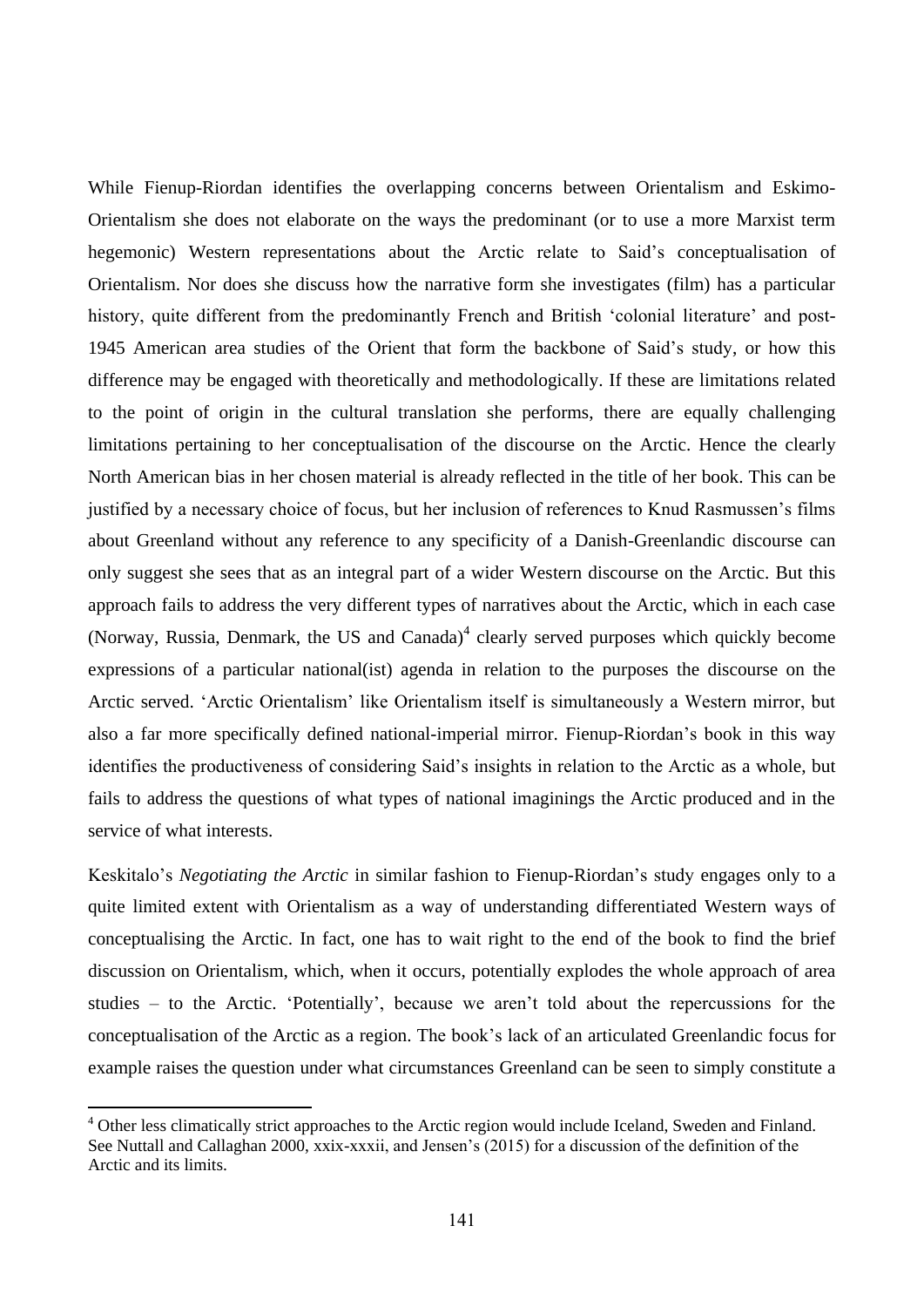While Fienup-Riordan identifies the overlapping concerns between Orientalism and Eskimo-Orientalism she does not elaborate on the ways the predominant (or to use a more Marxist term hegemonic) Western representations about the Arctic relate to Said's conceptualisation of Orientalism. Nor does she discuss how the narrative form she investigates (film) has a particular history, quite different from the predominantly French and British 'colonial literature' and post-1945 American area studies of the Orient that form the backbone of Said's study, or how this difference may be engaged with theoretically and methodologically. If these are limitations related to the point of origin in the cultural translation she performs, there are equally challenging limitations pertaining to her conceptualisation of the discourse on the Arctic. Hence the clearly North American bias in her chosen material is already reflected in the title of her book. This can be justified by a necessary choice of focus, but her inclusion of references to Knud Rasmussen's films about Greenland without any reference to any specificity of a Danish-Greenlandic discourse can only suggest she sees that as an integral part of a wider Western discourse on the Arctic. But this approach fails to address the very different types of narratives about the Arctic, which in each case (Norway, Russia, Denmark, the US and Canada)[4] clearly served purposes which quickly become expressions of a particular national(ist) agenda in relation to the purposes the discourse on the Arctic served. 'Arctic Orientalism' like Orientalism itself is simultaneously a Western mirror, but also a far more specifically defined national-imperial mirror. Fienup-Riordan's book in this way identifies the productiveness of considering Said's insights in relation to the Arctic as a whole, but fails to address the questions of what types of national imaginings the Arctic produced and in the service of what interests.

Keskitalo's *Negotiating the Arctic* in similar fashion to Fienup-Riordan's study engages only to a quite limited extent with Orientalism as a way of understanding differentiated Western ways of conceptualising the Arctic. In fact, one has to wait right to the end of the book to find the brief discussion on Orientalism, which, when it occurs, potentially explodes the whole approach of area studies – to the Arctic. 'Potentially', because we aren't told about the repercussions for the conceptualisation of the Arctic as a region. The book's lack of an articulated Greenlandic focus for example raises the question under what circumstances Greenland can be seen to simply constitute a

[4] Other less climatically strict approaches to the Arctic region would include Iceland, Sweden and Finland. See Nuttall and Callaghan 2000, xxix-xxxii, and Jensen's (2015) for a discussion of the definition of the Arctic and its limits.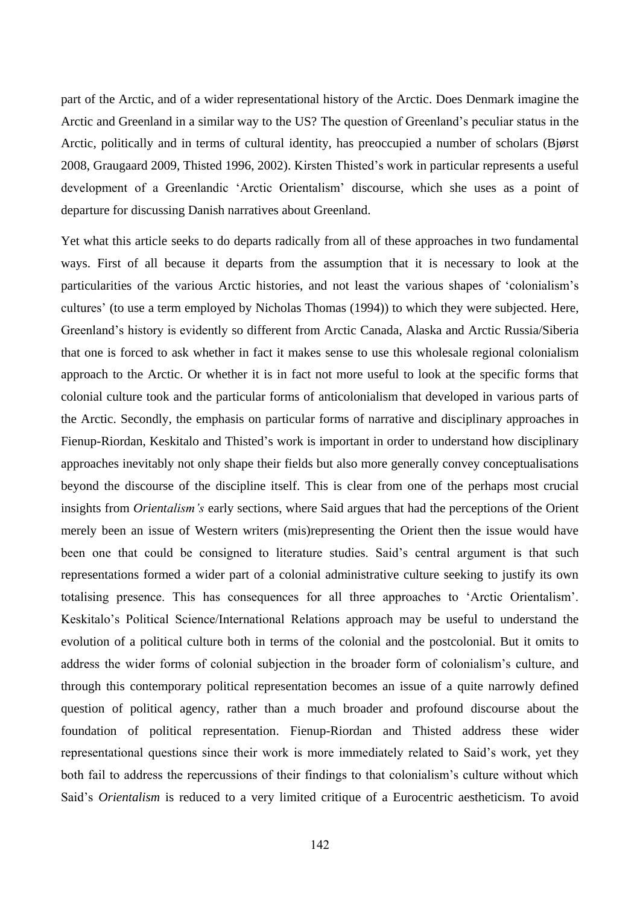part of the Arctic, and of a wider representational history of the Arctic. Does Denmark imagine the Arctic and Greenland in a similar way to the US? The question of Greenland's peculiar status in the Arctic, politically and in terms of cultural identity, has preoccupied a number of scholars (Bjørst 2008, Graugaard 2009, Thisted 1996, 2002). Kirsten Thisted's work in particular represents a useful development of a Greenlandic 'Arctic Orientalism' discourse, which she uses as a point of departure for discussing Danish narratives about Greenland.

Yet what this article seeks to do departs radically from all of these approaches in two fundamental ways. First of all because it departs from the assumption that it is necessary to look at the particularities of the various Arctic histories, and not least the various shapes of 'colonialism's cultures' (to use a term employed by Nicholas Thomas (1994)) to which they were subjected. Here, Greenland's history is evidently so different from Arctic Canada, Alaska and Arctic Russia/Siberia that one is forced to ask whether in fact it makes sense to use this wholesale regional colonialism approach to the Arctic. Or whether it is in fact not more useful to look at the specific forms that colonial culture took and the particular forms of anticolonialism that developed in various parts of the Arctic. Secondly, the emphasis on particular forms of narrative and disciplinary approaches in Fienup-Riordan, Keskitalo and Thisted's work is important in order to understand how disciplinary approaches inevitably not only shape their fields but also more generally convey conceptualisations beyond the discourse of the discipline itself. This is clear from one of the perhaps most crucial insights from *Orientalism's* early sections, where Said argues that had the perceptions of the Orient merely been an issue of Western writers (mis)representing the Orient then the issue would have been one that could be consigned to literature studies. Said's central argument is that such representations formed a wider part of a colonial administrative culture seeking to justify its own totalising presence. This has consequences for all three approaches to 'Arctic Orientalism'. Keskitalo's Political Science/International Relations approach may be useful to understand the evolution of a political culture both in terms of the colonial and the postcolonial. But it omits to address the wider forms of colonial subjection in the broader form of colonialism's culture, and through this contemporary political representation becomes an issue of a quite narrowly defined question of political agency, rather than a much broader and profound discourse about the foundation of political representation. Fienup-Riordan and Thisted address these wider representational questions since their work is more immediately related to Said's work, yet they both fail to address the repercussions of their findings to that colonialism's culture without which Said's *Orientalism* is reduced to a very limited critique of a Eurocentric aestheticism. To avoid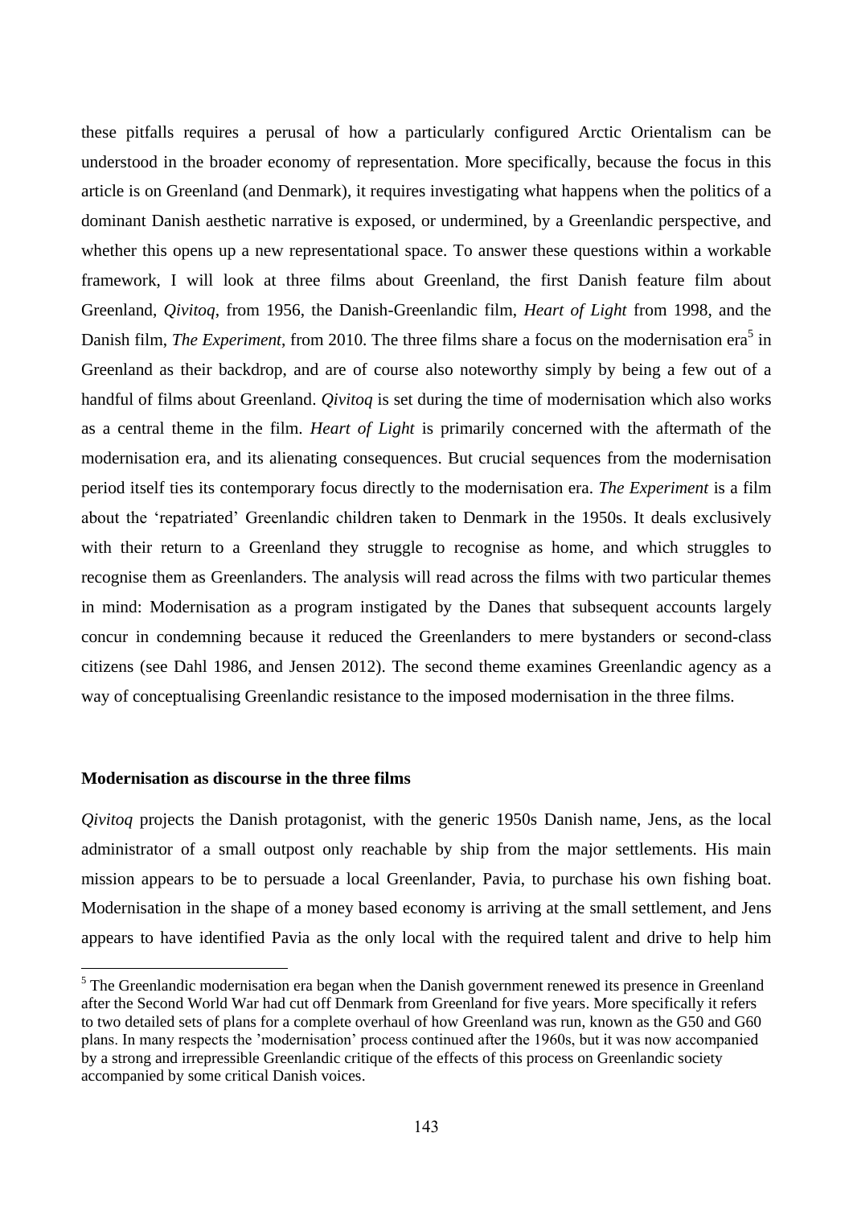these pitfalls requires a perusal of how a particularly configured Arctic Orientalism can be understood in the broader economy of representation. More specifically, because the focus in this article is on Greenland (and Denmark), it requires investigating what happens when the politics of a dominant Danish aesthetic narrative is exposed, or undermined, by a Greenlandic perspective, and whether this opens up a new representational space. To answer these questions within a workable framework, I will look at three films about Greenland, the first Danish feature film about Greenland, *Qivitoq*, from 1956, the Danish-Greenlandic film, *Heart of Light* from 1998, and the Danish film, *The Experiment*, from 2010. The three films share a focus on the modernisation era[5] in Greenland as their backdrop, and are of course also noteworthy simply by being a few out of a handful of films about Greenland. *Qivitoq* is set during the time of modernisation which also works as a central theme in the film. *Heart of Light* is primarily concerned with the aftermath of the modernisation era, and its alienating consequences. But crucial sequences from the modernisation period itself ties its contemporary focus directly to the modernisation era. *The Experiment* is a film about the 'repatriated' Greenlandic children taken to Denmark in the 1950s. It deals exclusively with their return to a Greenland they struggle to recognise as home, and which struggles to recognise them as Greenlanders. The analysis will read across the films with two particular themes in mind: Modernisation as a program instigated by the Danes that subsequent accounts largely concur in condemning because it reduced the Greenlanders to mere bystanders or second-class citizens (see Dahl 1986, and Jensen 2012). The second theme examines Greenlandic agency as a way of conceptualising Greenlandic resistance to the imposed modernisation in the three films.

**Modernisation as discourse in the three films**

*Qivitoq* projects the Danish protagonist, with the generic 1950s Danish name, Jens, as the local administrator of a small outpost only reachable by ship from the major settlements. His main mission appears to be to persuade a local Greenlander, Pavia, to purchase his own fishing boat. Modernisation in the shape of a money based economy is arriving at the small settlement, and Jens appears to have identified Pavia as the only local with the required talent and drive to help him

[5] The Greenlandic modernisation era began when the Danish government renewed its presence in Greenland after the Second World War had cut off Denmark from Greenland for five years. More specifically it refers to two detailed sets of plans for a complete overhaul of how Greenland was run, known as the G50 and G60 plans. In many respects the 'modernisation' process continued after the 1960s, but it was now accompanied by a strong and irrepressible Greenlandic critique of the effects of this process on Greenlandic society accompanied by some critical Danish voices.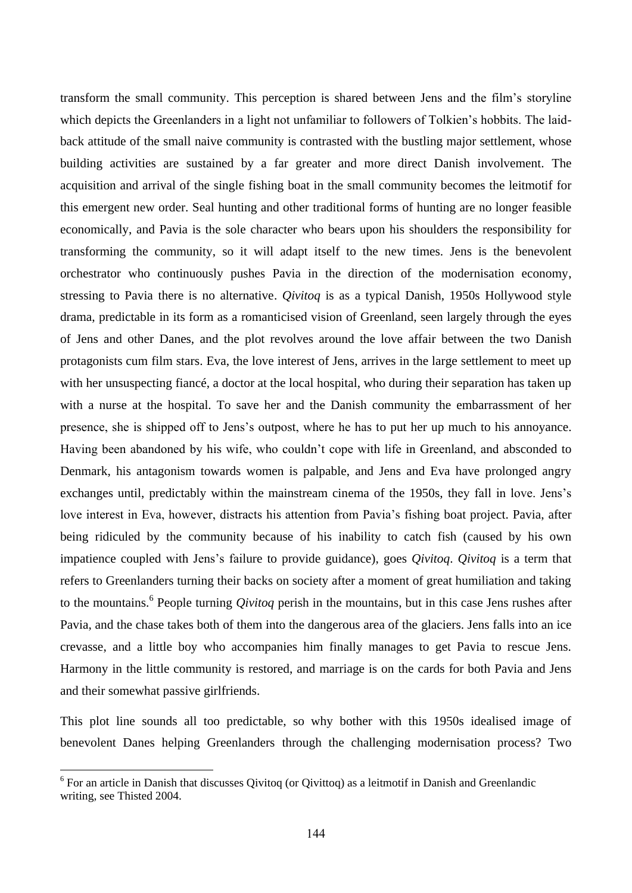transform the small community. This perception is shared between Jens and the film's storyline which depicts the Greenlanders in a light not unfamiliar to followers of Tolkien's hobbits. The laid-back attitude of the small naive community is contrasted with the bustling major settlement, whose building activities are sustained by a far greater and more direct Danish involvement. The acquisition and arrival of the single fishing boat in the small community becomes the leitmotif for this emergent new order. Seal hunting and other traditional forms of hunting are no longer feasible economically, and Pavia is the sole character who bears upon his shoulders the responsibility for transforming the community, so it will adapt itself to the new times. Jens is the benevolent orchestrator who continuously pushes Pavia in the direction of the modernisation economy, stressing to Pavia there is no alternative. *Qivitoq* is as a typical Danish, 1950s Hollywood style drama, predictable in its form as a romanticised vision of Greenland, seen largely through the eyes of Jens and other Danes, and the plot revolves around the love affair between the two Danish protagonists cum film stars. Eva, the love interest of Jens, arrives in the large settlement to meet up with her unsuspecting fiancé, a doctor at the local hospital, who during their separation has taken up with a nurse at the hospital. To save her and the Danish community the embarrassment of her presence, she is shipped off to Jens's outpost, where he has to put her up much to his annoyance. Having been abandoned by his wife, who couldn't cope with life in Greenland, and absconded to Denmark, his antagonism towards women is palpable, and Jens and Eva have prolonged angry exchanges until, predictably within the mainstream cinema of the 1950s, they fall in love. Jens's love interest in Eva, however, distracts his attention from Pavia's fishing boat project. Pavia, after being ridiculed by the community because of his inability to catch fish (caused by his own impatience coupled with Jens's failure to provide guidance), goes *Qivitoq*. *Qivitoq* is a term that refers to Greenlanders turning their backs on society after a moment of great humiliation and taking to the mountains.[6] People turning *Qivitoq* perish in the mountains, but in this case Jens rushes after Pavia, and the chase takes both of them into the dangerous area of the glaciers. Jens falls into an ice crevasse, and a little boy who accompanies him finally manages to get Pavia to rescue Jens. Harmony in the little community is restored, and marriage is on the cards for both Pavia and Jens and their somewhat passive girlfriends.

This plot line sounds all too predictable, so why bother with this 1950s idealised image of benevolent Danes helping Greenlanders through the challenging modernisation process? Two

[6] For an article in Danish that discusses Qivitoq (or Qivittoq) as a leitmotif in Danish and Greenlandic writing, see Thisted 2004.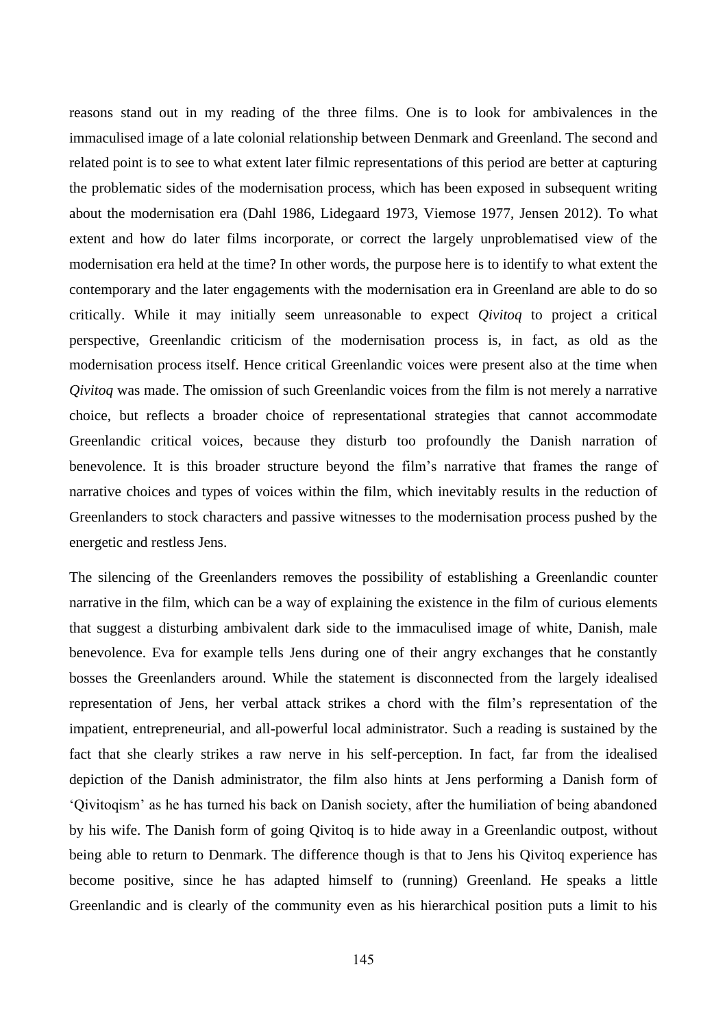reasons stand out in my reading of the three films. One is to look for ambivalences in the immaculised image of a late colonial relationship between Denmark and Greenland. The second and related point is to see to what extent later filmic representations of this period are better at capturing the problematic sides of the modernisation process, which has been exposed in subsequent writing about the modernisation era (Dahl 1986, Lidegaard 1973, Viemose 1977, Jensen 2012). To what extent and how do later films incorporate, or correct the largely unproblematised view of the modernisation era held at the time? In other words, the purpose here is to identify to what extent the contemporary and the later engagements with the modernisation era in Greenland are able to do so critically. While it may initially seem unreasonable to expect *Qivitoq* to project a critical perspective, Greenlandic criticism of the modernisation process is, in fact, as old as the modernisation process itself. Hence critical Greenlandic voices were present also at the time when *Qivitoq* was made. The omission of such Greenlandic voices from the film is not merely a narrative choice, but reflects a broader choice of representational strategies that cannot accommodate Greenlandic critical voices, because they disturb too profoundly the Danish narration of benevolence. It is this broader structure beyond the film's narrative that frames the range of narrative choices and types of voices within the film, which inevitably results in the reduction of Greenlanders to stock characters and passive witnesses to the modernisation process pushed by the energetic and restless Jens.

The silencing of the Greenlanders removes the possibility of establishing a Greenlandic counter narrative in the film, which can be a way of explaining the existence in the film of curious elements that suggest a disturbing ambivalent dark side to the immaculised image of white, Danish, male benevolence. Eva for example tells Jens during one of their angry exchanges that he constantly bosses the Greenlanders around. While the statement is disconnected from the largely idealised representation of Jens, her verbal attack strikes a chord with the film's representation of the impatient, entrepreneurial, and all-powerful local administrator. Such a reading is sustained by the fact that she clearly strikes a raw nerve in his self-perception. In fact, far from the idealised depiction of the Danish administrator, the film also hints at Jens performing a Danish form of 'Qivitoqism' as he has turned his back on Danish society, after the humiliation of being abandoned by his wife. The Danish form of going Qivitoq is to hide away in a Greenlandic outpost, without being able to return to Denmark. The difference though is that to Jens his Qivitoq experience has become positive, since he has adapted himself to (running) Greenland. He speaks a little Greenlandic and is clearly of the community even as his hierarchical position puts a limit to his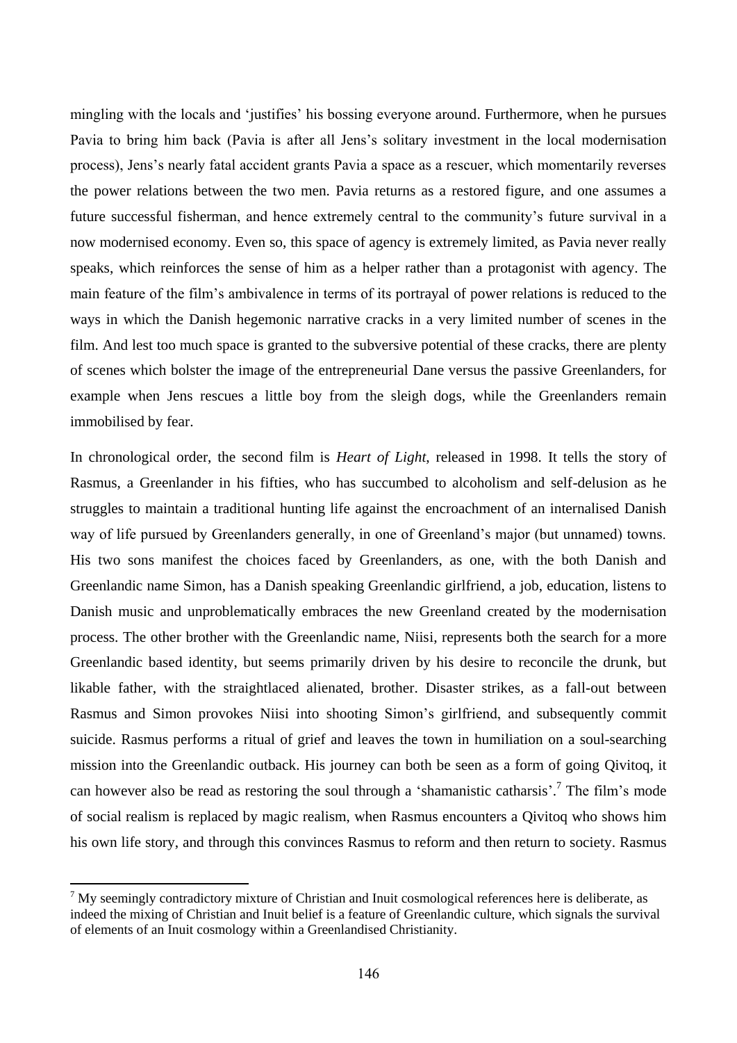mingling with the locals and 'justifies' his bossing everyone around. Furthermore, when he pursues Pavia to bring him back (Pavia is after all Jens's solitary investment in the local modernisation process), Jens's nearly fatal accident grants Pavia a space as a rescuer, which momentarily reverses the power relations between the two men. Pavia returns as a restored figure, and one assumes a future successful fisherman, and hence extremely central to the community's future survival in a now modernised economy. Even so, this space of agency is extremely limited, as Pavia never really speaks, which reinforces the sense of him as a helper rather than a protagonist with agency. The main feature of the film's ambivalence in terms of its portrayal of power relations is reduced to the ways in which the Danish hegemonic narrative cracks in a very limited number of scenes in the film. And lest too much space is granted to the subversive potential of these cracks, there are plenty of scenes which bolster the image of the entrepreneurial Dane versus the passive Greenlanders, for example when Jens rescues a little boy from the sleigh dogs, while the Greenlanders remain immobilised by fear.

In chronological order, the second film is *Heart of Light*, released in 1998. It tells the story of Rasmus, a Greenlander in his fifties, who has succumbed to alcoholism and self-delusion as he struggles to maintain a traditional hunting life against the encroachment of an internalised Danish way of life pursued by Greenlanders generally, in one of Greenland's major (but unnamed) towns. His two sons manifest the choices faced by Greenlanders, as one, with the both Danish and Greenlandic name Simon, has a Danish speaking Greenlandic girlfriend, a job, education, listens to Danish music and unproblematically embraces the new Greenland created by the modernisation process. The other brother with the Greenlandic name, Niisi, represents both the search for a more Greenlandic based identity, but seems primarily driven by his desire to reconcile the drunk, but likable father, with the straightlaced alienated, brother. Disaster strikes, as a fall-out between Rasmus and Simon provokes Niisi into shooting Simon's girlfriend, and subsequently commit suicide. Rasmus performs a ritual of grief and leaves the town in humiliation on a soul-searching mission into the Greenlandic outback. His journey can both be seen as a form of going Qivitoq, it can however also be read as restoring the soul through a 'shamanistic catharsis'.[7] The film's mode of social realism is replaced by magic realism, when Rasmus encounters a Qivitoq who shows him his own life story, and through this convinces Rasmus to reform and then return to society. Rasmus

[7] My seemingly contradictory mixture of Christian and Inuit cosmological references here is deliberate, as indeed the mixing of Christian and Inuit belief is a feature of Greenlandic culture, which signals the survival of elements of an Inuit cosmology within a Greenlandised Christianity.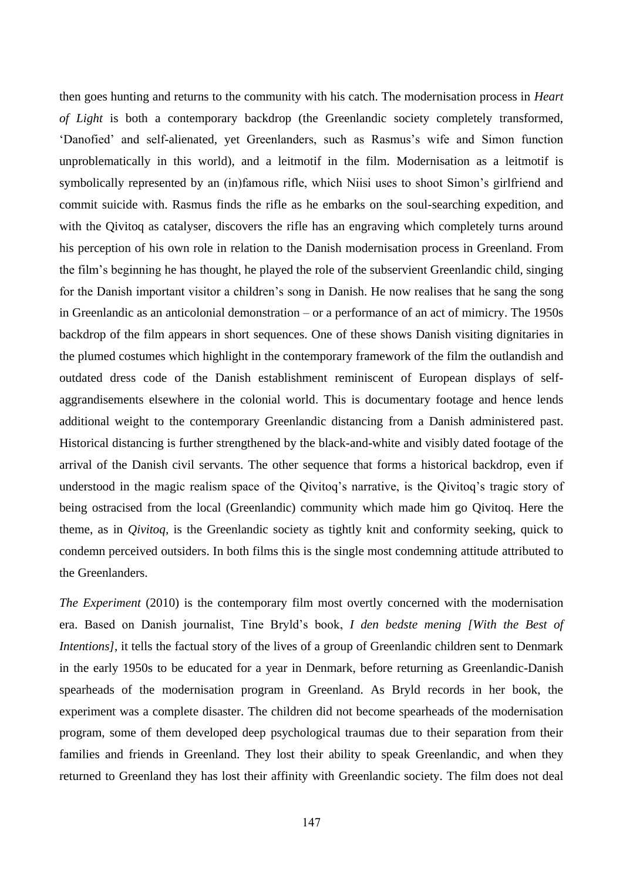then goes hunting and returns to the community with his catch. The modernisation process in *Heart of Light* is both a contemporary backdrop (the Greenlandic society completely transformed, 'Danofied' and self-alienated, yet Greenlanders, such as Rasmus's wife and Simon function unproblematically in this world), and a leitmotif in the film. Modernisation as a leitmotif is symbolically represented by an (in)famous rifle, which Niisi uses to shoot Simon's girlfriend and commit suicide with. Rasmus finds the rifle as he embarks on the soul-searching expedition, and with the Qivitoq as catalyser, discovers the rifle has an engraving which completely turns around his perception of his own role in relation to the Danish modernisation process in Greenland. From the film's beginning he has thought, he played the role of the subservient Greenlandic child, singing for the Danish important visitor a children's song in Danish. He now realises that he sang the song in Greenlandic as an anticolonial demonstration – or a performance of an act of mimicry. The 1950s backdrop of the film appears in short sequences. One of these shows Danish visiting dignitaries in the plumed costumes which highlight in the contemporary framework of the film the outlandish and outdated dress code of the Danish establishment reminiscent of European displays of self-aggrandisements elsewhere in the colonial world. This is documentary footage and hence lends additional weight to the contemporary Greenlandic distancing from a Danish administered past. Historical distancing is further strengthened by the black-and-white and visibly dated footage of the arrival of the Danish civil servants. The other sequence that forms a historical backdrop, even if understood in the magic realism space of the Qivitoq's narrative, is the Qivitoq's tragic story of being ostracised from the local (Greenlandic) community which made him go Qivitoq. Here the theme, as in *Qivitoq*, is the Greenlandic society as tightly knit and conformity seeking, quick to condemn perceived outsiders. In both films this is the single most condemning attitude attributed to the Greenlanders.

*The Experiment* (2010) is the contemporary film most overtly concerned with the modernisation era. Based on Danish journalist, Tine Bryld's book, *I den bedste mening [With the Best of Intentions]*, it tells the factual story of the lives of a group of Greenlandic children sent to Denmark in the early 1950s to be educated for a year in Denmark, before returning as Greenlandic-Danish spearheads of the modernisation program in Greenland. As Bryld records in her book, the experiment was a complete disaster. The children did not become spearheads of the modernisation program, some of them developed deep psychological traumas due to their separation from their families and friends in Greenland. They lost their ability to speak Greenlandic, and when they returned to Greenland they has lost their affinity with Greenlandic society. The film does not deal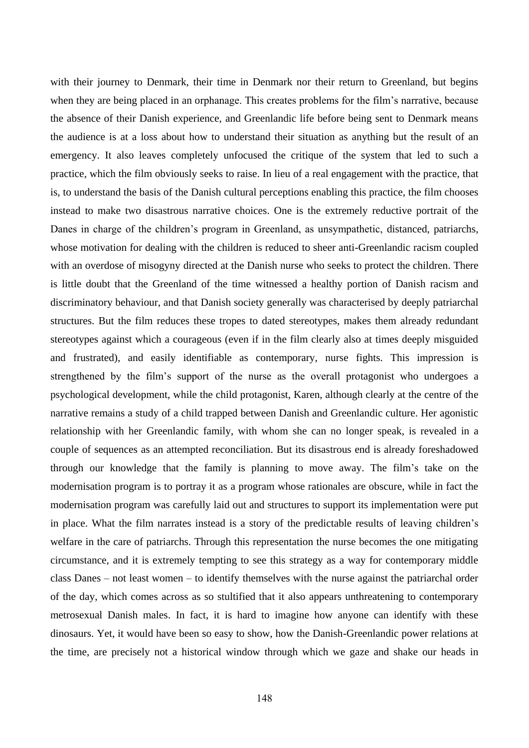with their journey to Denmark, their time in Denmark nor their return to Greenland, but begins when they are being placed in an orphanage. This creates problems for the film's narrative, because the absence of their Danish experience, and Greenlandic life before being sent to Denmark means the audience is at a loss about how to understand their situation as anything but the result of an emergency. It also leaves completely unfocused the critique of the system that led to such a practice, which the film obviously seeks to raise. In lieu of a real engagement with the practice, that is, to understand the basis of the Danish cultural perceptions enabling this practice, the film chooses instead to make two disastrous narrative choices. One is the extremely reductive portrait of the Danes in charge of the children's program in Greenland, as unsympathetic, distanced, patriarchs, whose motivation for dealing with the children is reduced to sheer anti-Greenlandic racism coupled with an overdose of misogyny directed at the Danish nurse who seeks to protect the children. There is little doubt that the Greenland of the time witnessed a healthy portion of Danish racism and discriminatory behaviour, and that Danish society generally was characterised by deeply patriarchal structures. But the film reduces these tropes to dated stereotypes, makes them already redundant stereotypes against which a courageous (even if in the film clearly also at times deeply misguided and frustrated), and easily identifiable as contemporary, nurse fights. This impression is strengthened by the film's support of the nurse as the overall protagonist who undergoes a psychological development, while the child protagonist, Karen, although clearly at the centre of the narrative remains a study of a child trapped between Danish and Greenlandic culture. Her agonistic relationship with her Greenlandic family, with whom she can no longer speak, is revealed in a couple of sequences as an attempted reconciliation. But its disastrous end is already foreshadowed through our knowledge that the family is planning to move away. The film's take on the modernisation program is to portray it as a program whose rationales are obscure, while in fact the modernisation program was carefully laid out and structures to support its implementation were put in place. What the film narrates instead is a story of the predictable results of leaving children's welfare in the care of patriarchs. Through this representation the nurse becomes the one mitigating circumstance, and it is extremely tempting to see this strategy as a way for contemporary middle class Danes – not least women – to identify themselves with the nurse against the patriarchal order of the day, which comes across as so stultified that it also appears unthreatening to contemporary metrosexual Danish males. In fact, it is hard to imagine how anyone can identify with these dinosaurs. Yet, it would have been so easy to show, how the Danish-Greenlandic power relations at the time, are precisely not a historical window through which we gaze and shake our heads in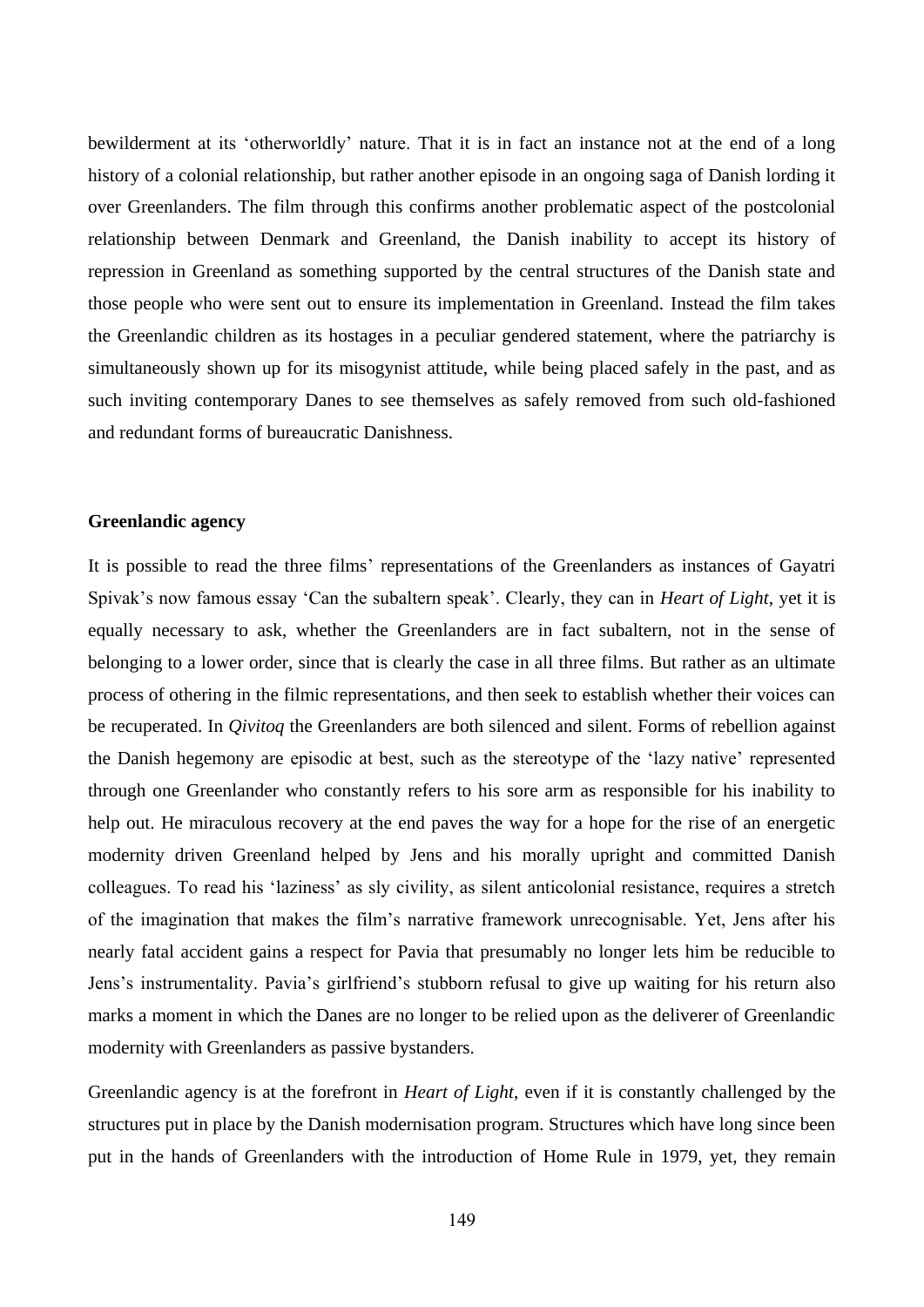bewilderment at its 'otherworldly' nature. That it is in fact an instance not at the end of a long history of a colonial relationship, but rather another episode in an ongoing saga of Danish lording it over Greenlanders. The film through this confirms another problematic aspect of the postcolonial relationship between Denmark and Greenland, the Danish inability to accept its history of repression in Greenland as something supported by the central structures of the Danish state and those people who were sent out to ensure its implementation in Greenland. Instead the film takes the Greenlandic children as its hostages in a peculiar gendered statement, where the patriarchy is simultaneously shown up for its misogynist attitude, while being placed safely in the past, and as such inviting contemporary Danes to see themselves as safely removed from such old-fashioned and redundant forms of bureaucratic Danishness.

### Greenlandic agency

It is possible to read the three films' representations of the Greenlanders as instances of Gayatri Spivak's now famous essay 'Can the subaltern speak'. Clearly, they can in *Heart of Light*, yet it is equally necessary to ask, whether the Greenlanders are in fact subaltern, not in the sense of belonging to a lower order, since that is clearly the case in all three films. But rather as an ultimate process of othering in the filmic representations, and then seek to establish whether their voices can be recuperated. In *Qivitoq* the Greenlanders are both silenced and silent. Forms of rebellion against the Danish hegemony are episodic at best, such as the stereotype of the 'lazy native' represented through one Greenlander who constantly refers to his sore arm as responsible for his inability to help out. He miraculous recovery at the end paves the way for a hope for the rise of an energetic modernity driven Greenland helped by Jens and his morally upright and committed Danish colleagues. To read his 'laziness' as sly civility, as silent anticolonial resistance, requires a stretch of the imagination that makes the film's narrative framework unrecognisable. Yet, Jens after his nearly fatal accident gains a respect for Pavia that presumably no longer lets him be reducible to Jens's instrumentality. Pavia's girlfriend's stubborn refusal to give up waiting for his return also marks a moment in which the Danes are no longer to be relied upon as the deliverer of Greenlandic modernity with Greenlanders as passive bystanders.

Greenlandic agency is at the forefront in *Heart of Light*, even if it is constantly challenged by the structures put in place by the Danish modernisation program. Structures which have long since been put in the hands of Greenlanders with the introduction of Home Rule in 1979, yet, they remain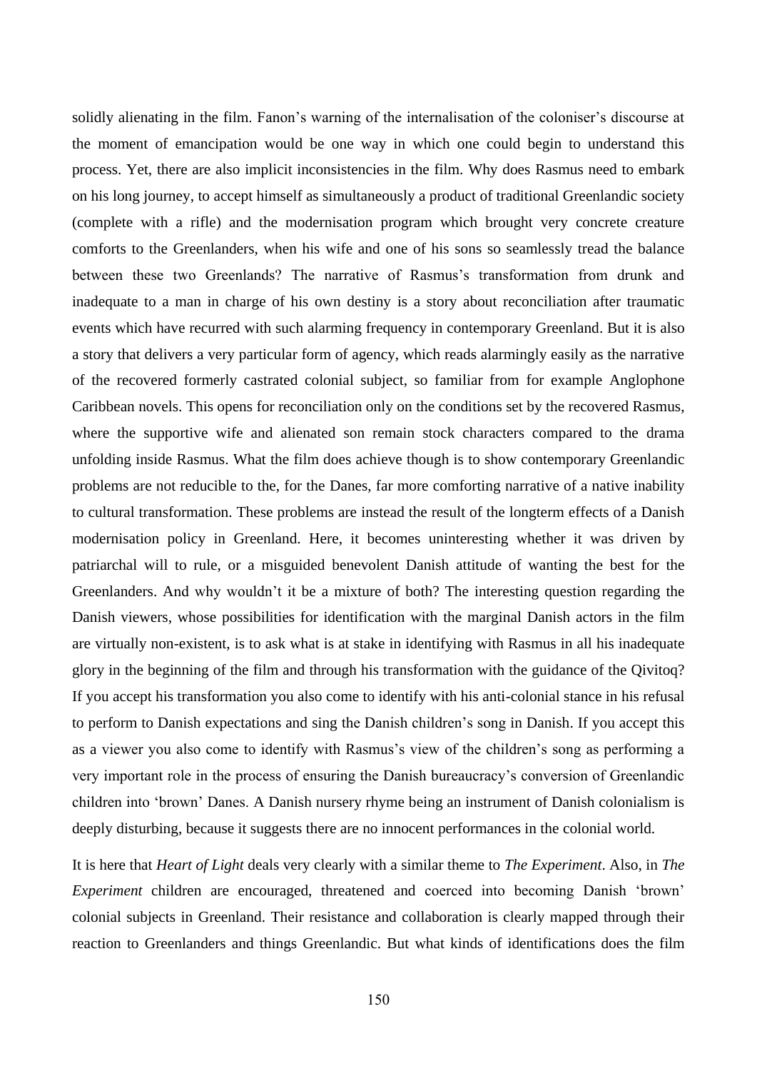solidly alienating in the film. Fanon's warning of the internalisation of the coloniser's discourse at the moment of emancipation would be one way in which one could begin to understand this process. Yet, there are also implicit inconsistencies in the film. Why does Rasmus need to embark on his long journey, to accept himself as simultaneously a product of traditional Greenlandic society (complete with a rifle) and the modernisation program which brought very concrete creature comforts to the Greenlanders, when his wife and one of his sons so seamlessly tread the balance between these two Greenlands? The narrative of Rasmus's transformation from drunk and inadequate to a man in charge of his own destiny is a story about reconciliation after traumatic events which have recurred with such alarming frequency in contemporary Greenland. But it is also a story that delivers a very particular form of agency, which reads alarmingly easily as the narrative of the recovered formerly castrated colonial subject, so familiar from for example Anglophone Caribbean novels. This opens for reconciliation only on the conditions set by the recovered Rasmus, where the supportive wife and alienated son remain stock characters compared to the drama unfolding inside Rasmus. What the film does achieve though is to show contemporary Greenlandic problems are not reducible to the, for the Danes, far more comforting narrative of a native inability to cultural transformation. These problems are instead the result of the longterm effects of a Danish modernisation policy in Greenland. Here, it becomes uninteresting whether it was driven by patriarchal will to rule, or a misguided benevolent Danish attitude of wanting the best for the Greenlanders. And why wouldn't it be a mixture of both? The interesting question regarding the Danish viewers, whose possibilities for identification with the marginal Danish actors in the film are virtually non-existent, is to ask what is at stake in identifying with Rasmus in all his inadequate glory in the beginning of the film and through his transformation with the guidance of the Qivitoq? If you accept his transformation you also come to identify with his anti-colonial stance in his refusal to perform to Danish expectations and sing the Danish children's song in Danish. If you accept this as a viewer you also come to identify with Rasmus's view of the children's song as performing a very important role in the process of ensuring the Danish bureaucracy's conversion of Greenlandic children into 'brown' Danes. A Danish nursery rhyme being an instrument of Danish colonialism is deeply disturbing, because it suggests there are no innocent performances in the colonial world.

It is here that *Heart of Light* deals very clearly with a similar theme to *The Experiment*. Also, in *The Experiment* children are encouraged, threatened and coerced into becoming Danish 'brown' colonial subjects in Greenland. Their resistance and collaboration is clearly mapped through their reaction to Greenlanders and things Greenlandic. But what kinds of identifications does the film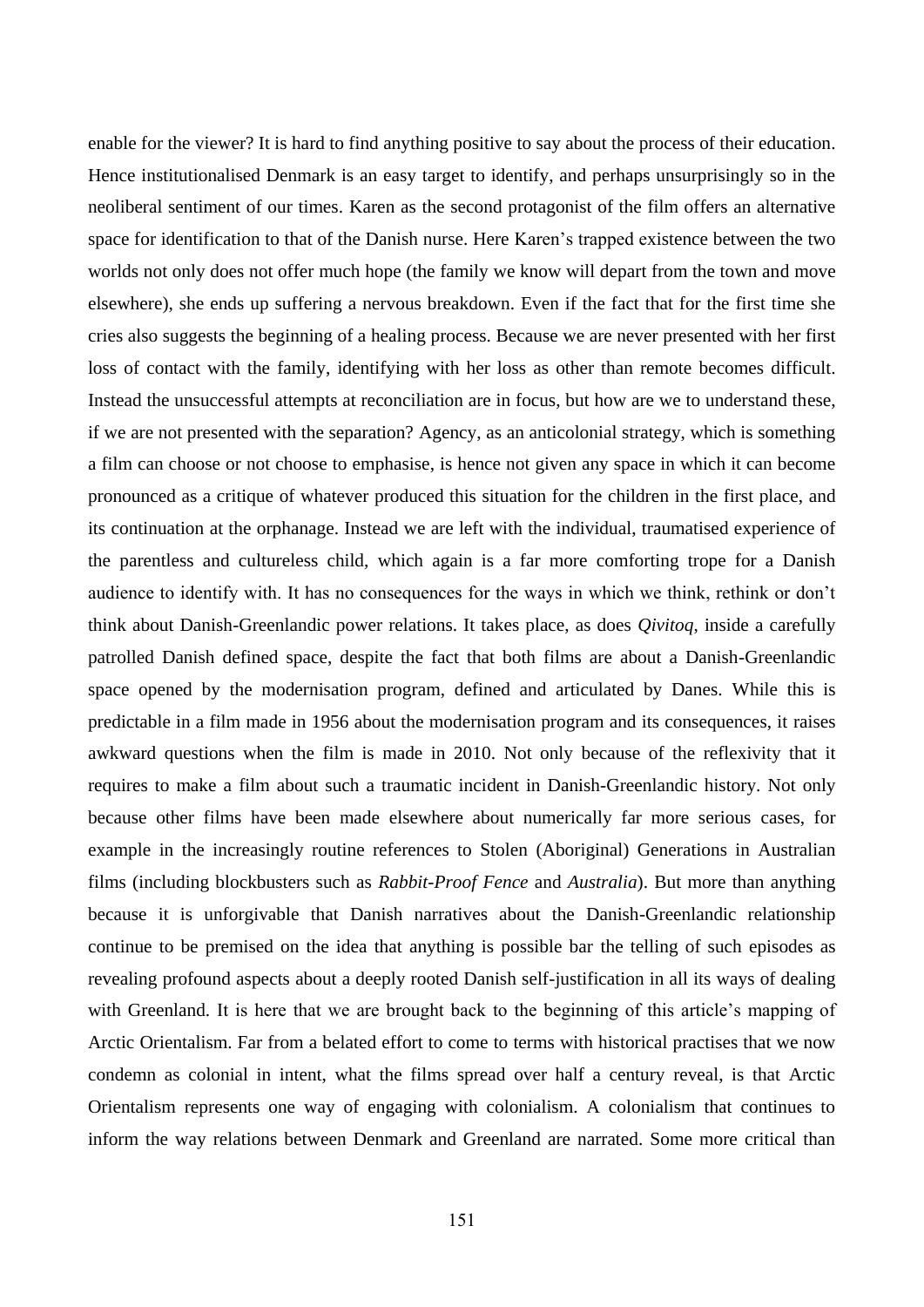enable for the viewer? It is hard to find anything positive to say about the process of their education. Hence institutionalised Denmark is an easy target to identify, and perhaps unsurprisingly so in the neoliberal sentiment of our times. Karen as the second protagonist of the film offers an alternative space for identification to that of the Danish nurse. Here Karen's trapped existence between the two worlds not only does not offer much hope (the family we know will depart from the town and move elsewhere), she ends up suffering a nervous breakdown. Even if the fact that for the first time she cries also suggests the beginning of a healing process. Because we are never presented with her first loss of contact with the family, identifying with her loss as other than remote becomes difficult. Instead the unsuccessful attempts at reconciliation are in focus, but how are we to understand these, if we are not presented with the separation? Agency, as an anticolonial strategy, which is something a film can choose or not choose to emphasise, is hence not given any space in which it can become pronounced as a critique of whatever produced this situation for the children in the first place, and its continuation at the orphanage. Instead we are left with the individual, traumatised experience of the parentless and cultureless child, which again is a far more comforting trope for a Danish audience to identify with. It has no consequences for the ways in which we think, rethink or don't think about Danish-Greenlandic power relations. It takes place, as does *Qivitoq*, inside a carefully patrolled Danish defined space, despite the fact that both films are about a Danish-Greenlandic space opened by the modernisation program, defined and articulated by Danes. While this is predictable in a film made in 1956 about the modernisation program and its consequences, it raises awkward questions when the film is made in 2010. Not only because of the reflexivity that it requires to make a film about such a traumatic incident in Danish-Greenlandic history. Not only because other films have been made elsewhere about numerically far more serious cases, for example in the increasingly routine references to Stolen (Aboriginal) Generations in Australian films (including blockbusters such as *Rabbit-Proof Fence* and *Australia*). But more than anything because it is unforgivable that Danish narratives about the Danish-Greenlandic relationship continue to be premised on the idea that anything is possible bar the telling of such episodes as revealing profound aspects about a deeply rooted Danish self-justification in all its ways of dealing with Greenland. It is here that we are brought back to the beginning of this article's mapping of Arctic Orientalism. Far from a belated effort to come to terms with historical practises that we now condemn as colonial in intent, what the films spread over half a century reveal, is that Arctic Orientalism represents one way of engaging with colonialism. A colonialism that continues to inform the way relations between Denmark and Greenland are narrated. Some more critical than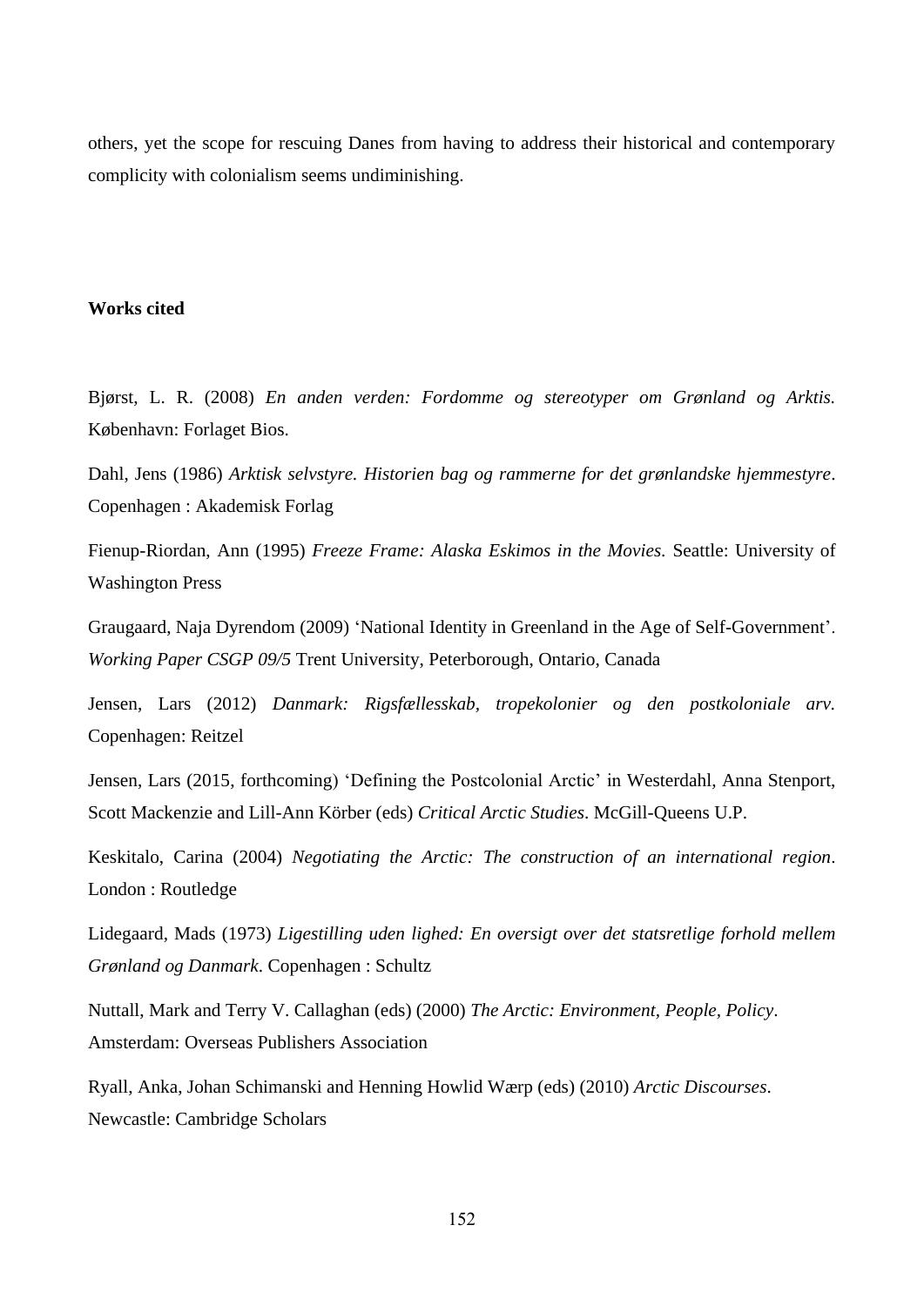others, yet the scope for rescuing Danes from having to address their historical and contemporary complicity with colonialism seems undiminishing.

**Works cited**

Bjørst, L. R. (2008) *En anden verden: Fordomme og stereotyper om Grønland og Arktis.* København: Forlaget Bios.

Dahl, Jens (1986) *Arktisk selvstyre. Historien bag og rammerne for det grønlandske hjemmestyre*. Copenhagen : Akademisk Forlag

Fienup-Riordan, Ann (1995) *Freeze Frame: Alaska Eskimos in the Movies.* Seattle: University of Washington Press

Graugaard, Naja Dyrendom (2009) 'National Identity in Greenland in the Age of Self-Government'. *Working Paper CSGP 09/5* Trent University, Peterborough, Ontario, Canada

Jensen, Lars (2012) *Danmark: Rigsfællesskab, tropekolonier og den postkoloniale arv*. Copenhagen: Reitzel

Jensen, Lars (2015, forthcoming) 'Defining the Postcolonial Arctic' in Westerdahl, Anna Stenport, Scott Mackenzie and Lill-Ann Körber (eds) *Critical Arctic Studies*. McGill-Queens U.P.

Keskitalo, Carina (2004) *Negotiating the Arctic: The construction of an international region*. London : Routledge

Lidegaard, Mads (1973) *Ligestilling uden lighed: En oversigt over det statsretlige forhold mellem Grønland og Danmark*. Copenhagen : Schultz

Nuttall, Mark and Terry V. Callaghan (eds) (2000) *The Arctic: Environment, People, Policy*. Amsterdam: Overseas Publishers Association

Ryall, Anka, Johan Schimanski and Henning Howlid Wærp (eds) (2010) *Arctic Discourses*. Newcastle: Cambridge Scholars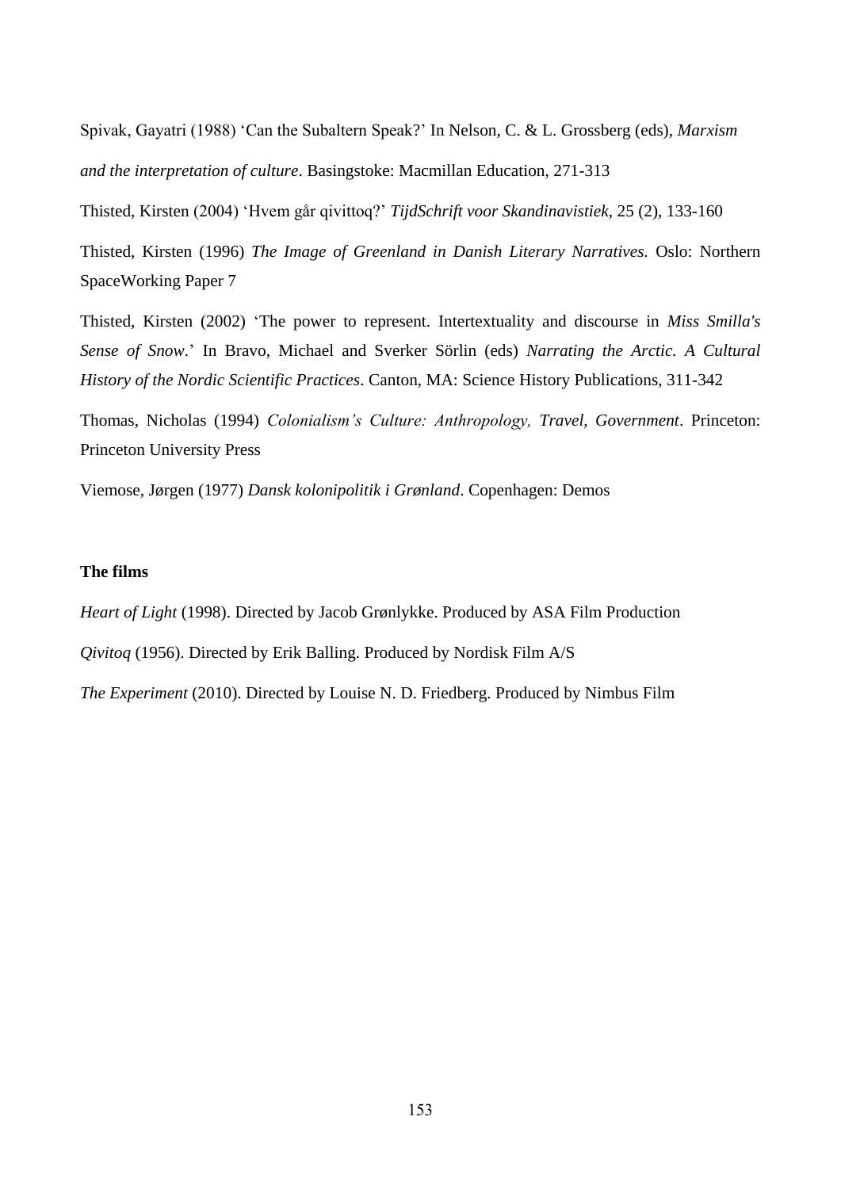Spivak, Gayatri (1988) 'Can the Subaltern Speak?' In Nelson, C. & L. Grossberg (eds), *Marxism and the interpretation of culture*. Basingstoke: Macmillan Education, 271-313

Thisted, Kirsten (2004) 'Hvem går qivittoq?' *TijdSchrift voor Skandinavistiek*, 25 (2), 133-160

Thisted, Kirsten (1996) *The Image of Greenland in Danish Literary Narratives*. Oslo: Northern SpaceWorking Paper 7

Thisted, Kirsten (2002) 'The power to represent. Intertextuality and discourse in *Miss Smilla's Sense of Snow*.' In Bravo, Michael and Sverker Sörlin (eds) *Narrating the Arctic. A Cultural History of the Nordic Scientific Practices*. Canton, MA: Science History Publications, 311-342

Thomas, Nicholas (1994) *Colonialism's Culture: Anthropology, Travel, Government*. Princeton: Princeton University Press

Viemose, Jørgen (1977) *Dansk kolonipolitik i Grønland*. Copenhagen: Demos

**The films**

*Heart of Light* (1998). Directed by Jacob Grønlykke. Produced by ASA Film Production

*Qivitoq* (1956). Directed by Erik Balling. Produced by Nordisk Film A/S

*The Experiment* (2010). Directed by Louise N. D. Friedberg. Produced by Nimbus Film